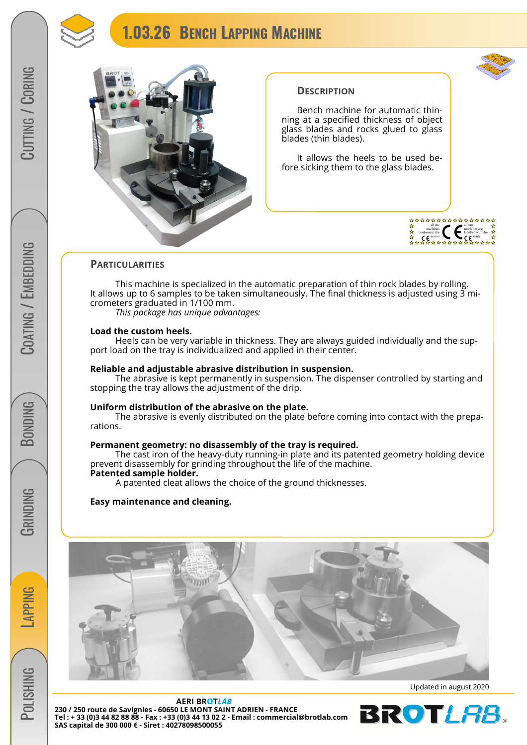# 1.03.26 Bench Lapping Machine

## Description

Bench machine for automatic thinning at a specified thickness of object glass blades and rocks glued to glass blades (thin blades).

It allows the heels to be used before sicking them to the glass blades.

## Particularities

This machine is specialized in the automatic preparation of thin rock blades by rolling. It allows up to 6 samples to be taken simultaneously. The final thickness is adjusted using 3 micrometers graduated in 1/100 mm.

*This package has unique advantages:*

**Load the custom heels.**

Heels can be very variable in thickness. They are always guided individually and the support load on the tray is individualized and applied in their center.

**Reliable and adjustable abrasive distribution in suspension.**

The abrasive is kept permanently in suspension. The dispenser controlled by starting and stopping the tray allows the adjustment of the drip.

**Uniform distribution of the abrasive on the plate.**

The abrasive is evenly distributed on the plate before coming into contact with the preparations.

**Permanent geometry: no disassembly of the tray is required.**

The cast iron of the heavy-duty running-in plate and its patented geometry holding device prevent disassembly for grinding throughout the life of the machine.

**Patented sample holder.**

A patented cleat allows the choice of the ground thicknesses.

**Easy maintenance and cleaning.**

Updated in august 2020

**AERI BROTLAB**
**230 / 250 route de Savignies - 60650 LE MONT SAINT ADRIEN - FRANCE**
**Tel : + 33 (0)3 44 82 88 88 - Fax : +33 (0)3 44 13 02 2 - Email : commercial@brotlab.com**
**SAS capital de 300 000 € - Siret : 40278098500055**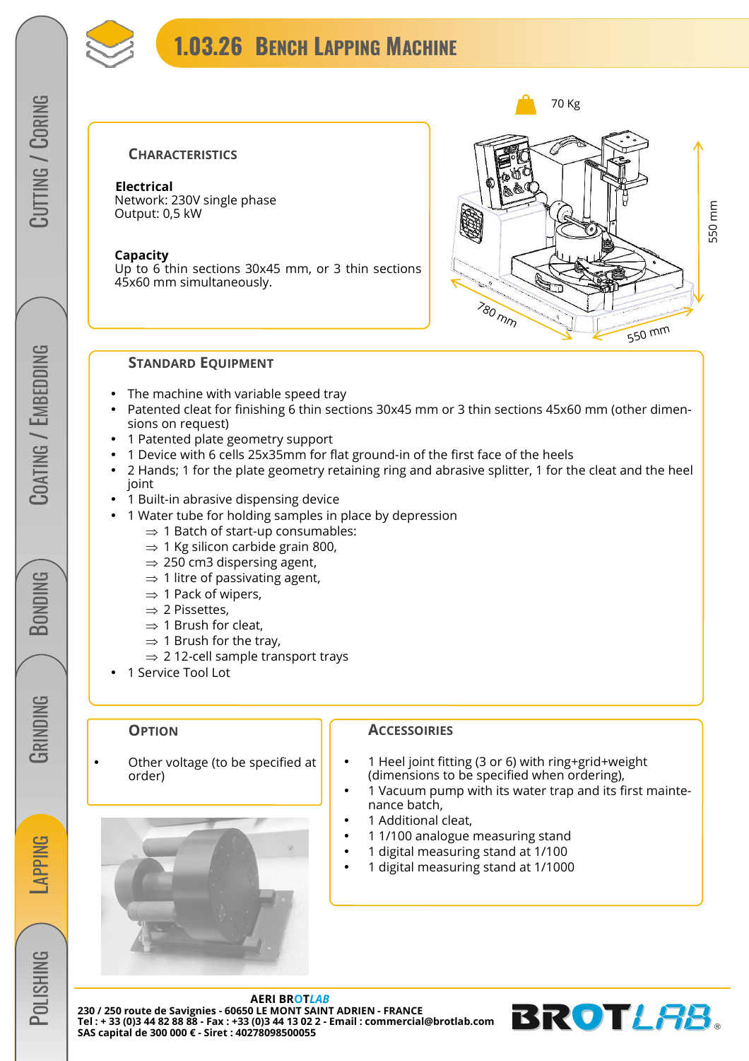# 1.03.26 Bench Lapping Machine

70 Kg

550 mm

780 mm

550 mm

## Characteristics

**Electrical**
Network: 230V single phase
Output: 0,5 kW

**Capacity**
Up to 6 thin sections 30x45 mm, or 3 thin sections 45x60 mm simultaneously.

## Standard Equipment

- The machine with variable speed tray
- Patented cleat for finishing 6 thin sections 30x45 mm or 3 thin sections 45x60 mm (other dimensions on request)
- 1 Patented plate geometry support
- 1 Device with 6 cells 25x35mm for flat ground-in of the first face of the heels
- 2 Hands; 1 for the plate geometry retaining ring and abrasive splitter, 1 for the cleat and the heel joint
- 1 Built-in abrasive dispensing device
- 1 Water tube for holding samples in place by depression
  - ⇒ 1 Batch of start-up consumables:
  - ⇒ 1 Kg silicon carbide grain 800,
  - ⇒ 250 cm3 dispersing agent,
  - ⇒ 1 litre of passivating agent,
  - ⇒ 1 Pack of wipers,
  - ⇒ 2 Pissettes,
  - ⇒ 1 Brush for cleat,
  - ⇒ 1 Brush for the tray,
  - ⇒ 2 12-cell sample transport trays
- 1 Service Tool Lot

## Option

- Other voltage (to be specified at order)

## Accessoires

- 1 Heel joint fitting (3 or 6) with ring+grid+weight (dimensions to be specified when ordering),
- 1 Vacuum pump with its water trap and its first maintenance batch,
- 1 Additional cleat,
- 1 1/100 analogue measuring stand
- 1 digital measuring stand at 1/100
- 1 digital measuring stand at 1/1000

**AERI BROTLAB**
**230 / 250 route de Savignies - 60650 LE MONT SAINT ADRIEN - FRANCE**
**Tel : + 33 (0)3 44 82 88 88 - Fax : +33 (0)3 44 13 02 2 - Email : commercial@brotlab.com**
**SAS capital de 300 000 € - Siret : 40278098500055**